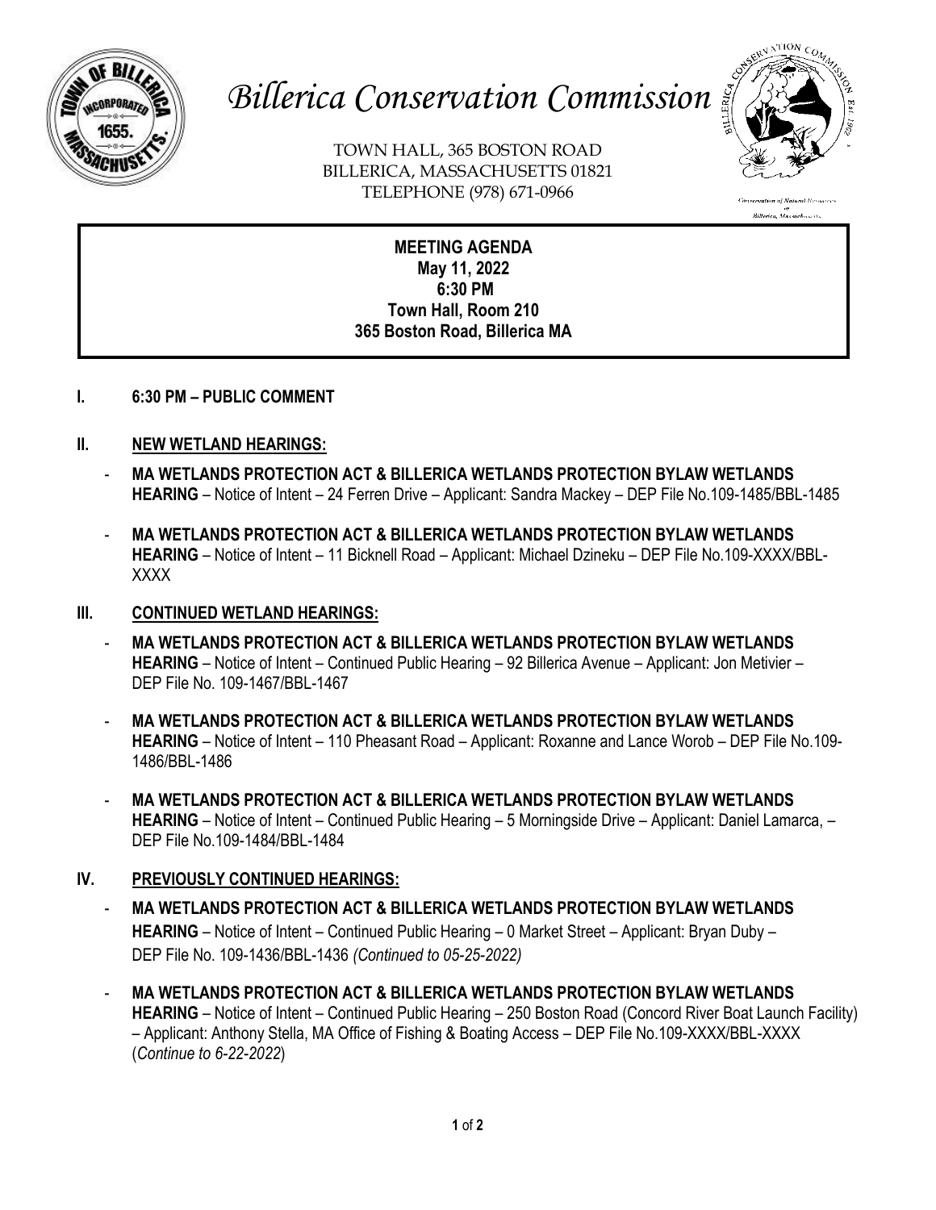# *Billerica Conservation Commission*

TOWN HALL, 365 BOSTON ROAD
BILLERICA, MASSACHUSETTS 01821
TELEPHONE (978) 671-0966

**MEETING AGENDA**
**May 11, 2022**
**6:30 PM**
**Town Hall, Room 210**
**365 Boston Road, Billerica MA**

## I. 6:30 PM – PUBLIC COMMENT

## II. NEW WETLAND HEARINGS:

- **MA WETLANDS PROTECTION ACT & BILLERICA WETLANDS PROTECTION BYLAW WETLANDS HEARING** – Notice of Intent – 24 Ferren Drive – Applicant: Sandra Mackey – DEP File No.109-1485/BBL-1485

- **MA WETLANDS PROTECTION ACT & BILLERICA WETLANDS PROTECTION BYLAW WETLANDS HEARING** – Notice of Intent – 11 Bicknell Road – Applicant: Michael Dzineku – DEP File No.109-XXXX/BBL-XXXX

## III. CONTINUED WETLAND HEARINGS:

- **MA WETLANDS PROTECTION ACT & BILLERICA WETLANDS PROTECTION BYLAW WETLANDS HEARING** – Notice of Intent – Continued Public Hearing – 92 Billerica Avenue – Applicant: Jon Metivier – DEP File No. 109-1467/BBL-1467

- **MA WETLANDS PROTECTION ACT & BILLERICA WETLANDS PROTECTION BYLAW WETLANDS HEARING** – Notice of Intent – 110 Pheasant Road – Applicant: Roxanne and Lance Worob – DEP File No.109-1486/BBL-1486

- **MA WETLANDS PROTECTION ACT & BILLERICA WETLANDS PROTECTION BYLAW WETLANDS HEARING** – Notice of Intent – Continued Public Hearing – 5 Morningside Drive – Applicant: Daniel Lamarca, – DEP File No.109-1484/BBL-1484

## IV. PREVIOUSLY CONTINUED HEARINGS:

- **MA WETLANDS PROTECTION ACT & BILLERICA WETLANDS PROTECTION BYLAW WETLANDS HEARING** – Notice of Intent – Continued Public Hearing – 0 Market Street – Applicant: Bryan Duby – DEP File No. 109-1436/BBL-1436 *(Continued to 05-25-2022)*

- **MA WETLANDS PROTECTION ACT & BILLERICA WETLANDS PROTECTION BYLAW WETLANDS HEARING** – Notice of Intent – Continued Public Hearing – 250 Boston Road (Concord River Boat Launch Facility) – Applicant: Anthony Stella, MA Office of Fishing & Boating Access – DEP File No.109-XXXX/BBL-XXXX (*Continue to 6-22-2022*)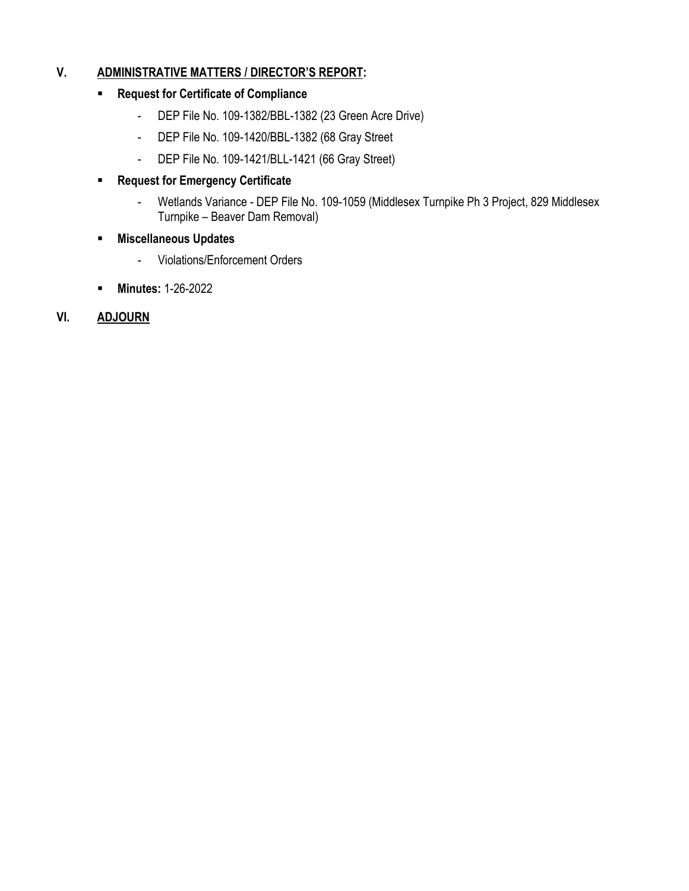## V. ADMINISTRATIVE MATTERS / DIRECTOR'S REPORT:

- **Request for Certificate of Compliance**
  - DEP File No. 109-1382/BBL-1382 (23 Green Acre Drive)
  - DEP File No. 109-1420/BBL-1382 (68 Gray Street
  - DEP File No. 109-1421/BLL-1421 (66 Gray Street)
- **Request for Emergency Certificate**
  - Wetlands Variance - DEP File No. 109-1059 (Middlesex Turnpike Ph 3 Project, 829 Middlesex Turnpike – Beaver Dam Removal)
- **Miscellaneous Updates**
  - Violations/Enforcement Orders
- **Minutes:** 1-26-2022

## VI. ADJOURN